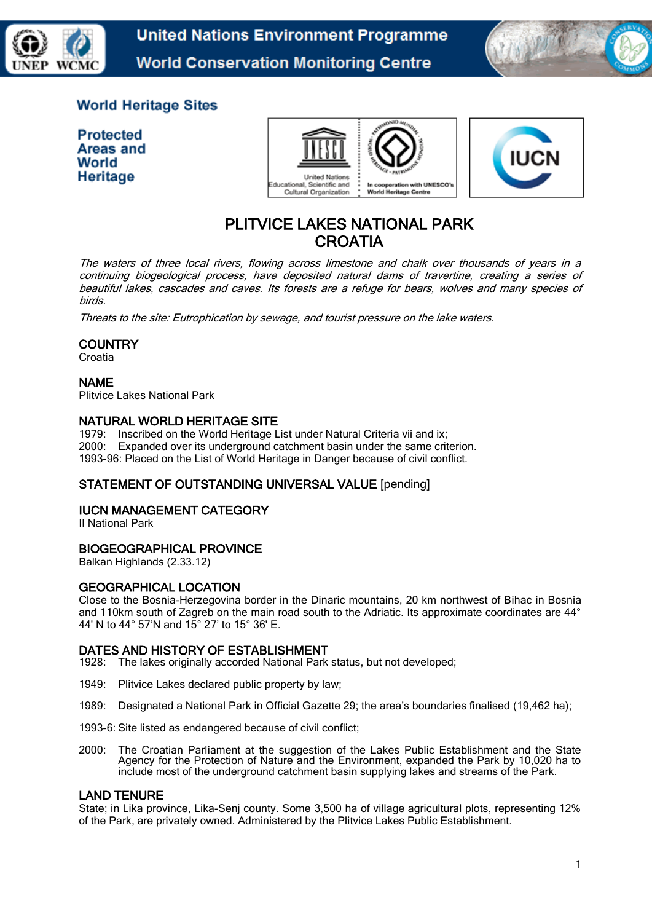World Heritage Sites

Protected Areas and World Heritage

# PLITVICE LAKES NATIONAL PARK
# CROATIA

*The waters of three local rivers, flowing across limestone and chalk over thousands of years in a continuing biogeological process, have deposited natural dams of travertine, creating a series of beautiful lakes, cascades and caves. Its forests are a refuge for bears, wolves and many species of birds.*

*Threats to the site: Eutrophication by sewage, and tourist pressure on the lake waters.*

## COUNTRY
Croatia

## NAME
Plitvice Lakes National Park

## NATURAL WORLD HERITAGE SITE
1979: Inscribed on the World Heritage List under Natural Criteria vii and ix;
2000: Expanded over its underground catchment basin under the same criterion.
1993-96: Placed on the List of World Heritage in Danger because of civil conflict.

## STATEMENT OF OUTSTANDING UNIVERSAL VALUE [pending]

## IUCN MANAGEMENT CATEGORY
II National Park

## BIOGEOGRAPHICAL PROVINCE
Balkan Highlands (2.33.12)

## GEOGRAPHICAL LOCATION
Close to the Bosnia-Herzegovina border in the Dinaric mountains, 20 km northwest of Bihac in Bosnia and 110km south of Zagreb on the main road south to the Adriatic. Its approximate coordinates are 44° 44' N to 44° 57'N and 15° 27' to 15° 36' E.

## DATES AND HISTORY OF ESTABLISHMENT
1928: The lakes originally accorded National Park status, but not developed;

1949: Plitvice Lakes declared public property by law;

1989: Designated a National Park in Official Gazette 29; the area's boundaries finalised (19,462 ha);

1993-6: Site listed as endangered because of civil conflict;

2000: The Croatian Parliament at the suggestion of the Lakes Public Establishment and the State Agency for the Protection of Nature and the Environment, expanded the Park by 10,020 ha to include most of the underground catchment basin supplying lakes and streams of the Park.

## LAND TENURE
State; in Lika province, Lika-Senj county. Some 3,500 ha of village agricultural plots, representing 12% of the Park, are privately owned. Administered by the Plitvice Lakes Public Establishment.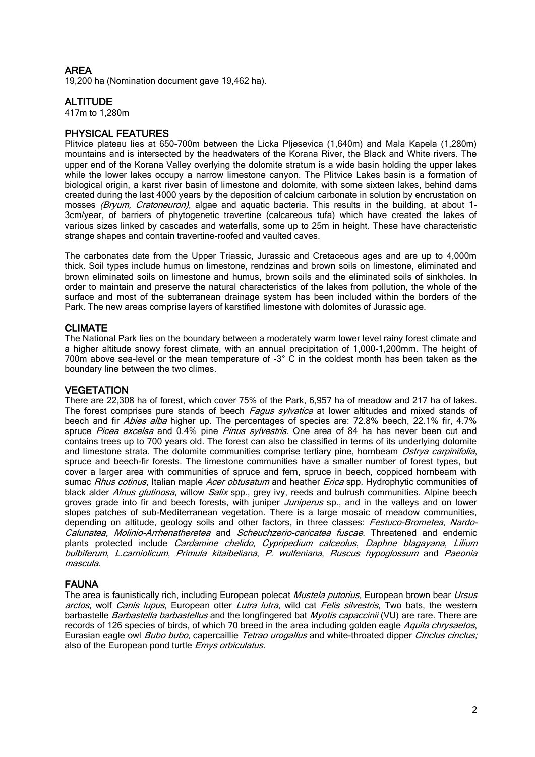## AREA

19,200 ha (Nomination document gave 19,462 ha).

## ALTITUDE

417m to 1,280m

## PHYSICAL FEATURES

Plitvice plateau lies at 650-700m between the Licka Pljesevica (1,640m) and Mala Kapela (1,280m) mountains and is intersected by the headwaters of the Korana River, the Black and White rivers. The upper end of the Korana Valley overlying the dolomite stratum is a wide basin holding the upper lakes while the lower lakes occupy a narrow limestone canyon. The Plitvice Lakes basin is a formation of biological origin, a karst river basin of limestone and dolomite, with some sixteen lakes, behind dams created during the last 4000 years by the deposition of calcium carbonate in solution by encrustation on mosses *(Bryum, Cratoneuron)*, algae and aquatic bacteria. This results in the building, at about 1-3cm/year, of barriers of phytogenetic travertine (calcareous tufa) which have created the lakes of various sizes linked by cascades and waterfalls, some up to 25m in height. These have characteristic strange shapes and contain travertine-roofed and vaulted caves.

The carbonates date from the Upper Triassic, Jurassic and Cretaceous ages and are up to 4,000m thick. Soil types include humus on limestone, rendzinas and brown soils on limestone, eliminated and brown eliminated soils on limestone and humus, brown soils and the eliminated soils of sinkholes. In order to maintain and preserve the natural characteristics of the lakes from pollution, the whole of the surface and most of the subterranean drainage system has been included within the borders of the Park. The new areas comprise layers of karstified limestone with dolomites of Jurassic age.

## CLIMATE

The National Park lies on the boundary between a moderately warm lower level rainy forest climate and a higher altitude snowy forest climate, with an annual precipitation of 1,000-1,200mm. The height of 700m above sea-level or the mean temperature of -3° C in the coldest month has been taken as the boundary line between the two climes.

## VEGETATION

There are 22,308 ha of forest, which cover 75% of the Park, 6,957 ha of meadow and 217 ha of lakes. The forest comprises pure stands of beech *Fagus sylvatica* at lower altitudes and mixed stands of beech and fir *Abies alba* higher up. The percentages of species are: 72.8% beech, 22.1% fir, 4.7% spruce *Picea excelsa* and 0.4% pine *Pinus sylvestris*. One area of 84 ha has never been cut and contains trees up to 700 years old. The forest can also be classified in terms of its underlying dolomite and limestone strata. The dolomite communities comprise tertiary pine, hornbeam *Ostrya carpinifolia*, spruce and beech-fir forests. The limestone communities have a smaller number of forest types, but cover a larger area with communities of spruce and fern, spruce in beech, coppiced hornbeam with sumac *Rhus cotinus*, Italian maple *Acer obtusatum* and heather *Erica* spp. Hydrophytic communities of black alder *Alnus glutinosa*, willow *Salix* spp., grey ivy, reeds and bulrush communities. Alpine beech groves grade into fir and beech forests, with juniper *Juniperus* sp., and in the valleys and on lower slopes patches of sub-Mediterranean vegetation. There is a large mosaic of meadow communities, depending on altitude, geology soils and other factors, in three classes: *Festuco-Brometea*, *Nardo-Calunatea, Molinio-Arrhenatheretea* and *Scheuchzerio-caricatea fuscae*. Threatened and endemic plants protected include *Cardamine chelido*, *Cypripedium calceolus*, *Daphne blagayana*, *Lilium bulbiferum*, *L.carniolicum*, *Primula kitaibeliana*, *P. wulfeniana*, *Ruscus hypoglossum* and *Paeonia mascula*.

## FAUNA

The area is faunistically rich, including European polecat *Mustela putorius,* European brown bear *Ursus arctos*, wolf *Canis lupus*, European otter *Lutra lutra*, wild cat *Felis silvestris*, Two bats, the western barbastelle *Barbastella barbastellus* and the longfingered bat *Myotis capaccinii* (VU) are rare. There are records of 126 species of birds, of which 70 breed in the area including golden eagle *Aquila chrysaetos*, Eurasian eagle owl *Bubo bubo*, capercaillie *Tetrao urogallus* and white-throated dipper *Cinclus cinclus;* also of the European pond turtle *Emys orbiculatus.*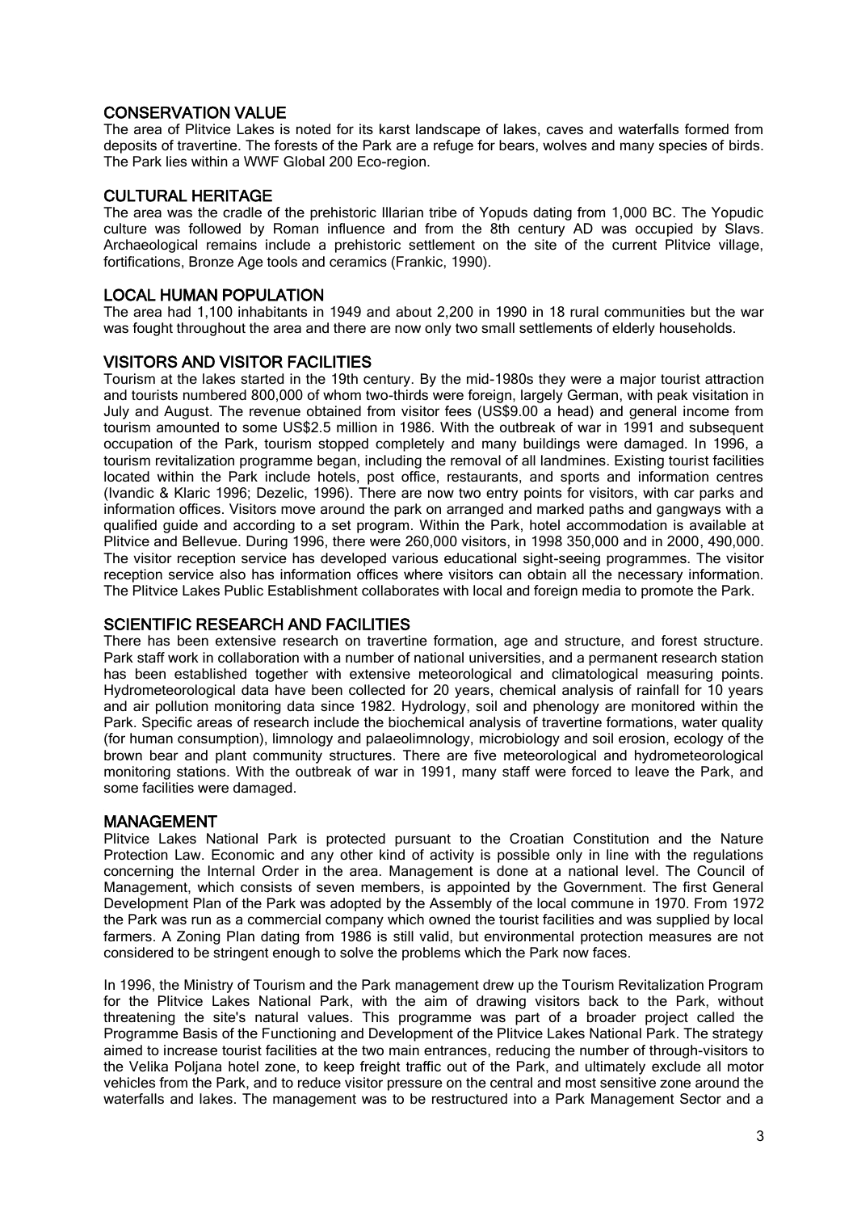## CONSERVATION VALUE

The area of Plitvice Lakes is noted for its karst landscape of lakes, caves and waterfalls formed from deposits of travertine. The forests of the Park are a refuge for bears, wolves and many species of birds. The Park lies within a WWF Global 200 Eco-region.

## CULTURAL HERITAGE

The area was the cradle of the prehistoric Illarian tribe of Yopuds dating from 1,000 BC. The Yopudic culture was followed by Roman influence and from the 8th century AD was occupied by Slavs. Archaeological remains include a prehistoric settlement on the site of the current Plitvice village, fortifications, Bronze Age tools and ceramics (Frankic, 1990).

## LOCAL HUMAN POPULATION

The area had 1,100 inhabitants in 1949 and about 2,200 in 1990 in 18 rural communities but the war was fought throughout the area and there are now only two small settlements of elderly households.

## VISITORS AND VISITOR FACILITIES

Tourism at the lakes started in the 19th century. By the mid-1980s they were a major tourist attraction and tourists numbered 800,000 of whom two-thirds were foreign, largely German, with peak visitation in July and August. The revenue obtained from visitor fees (US$9.00 a head) and general income from tourism amounted to some US$2.5 million in 1986. With the outbreak of war in 1991 and subsequent occupation of the Park, tourism stopped completely and many buildings were damaged. In 1996, a tourism revitalization programme began, including the removal of all landmines. Existing tourist facilities located within the Park include hotels, post office, restaurants, and sports and information centres (Ivandic & Klaric 1996; Dezelic, 1996). There are now two entry points for visitors, with car parks and information offices. Visitors move around the park on arranged and marked paths and gangways with a qualified guide and according to a set program. Within the Park, hotel accommodation is available at Plitvice and Bellevue. During 1996, there were 260,000 visitors, in 1998 350,000 and in 2000, 490,000. The visitor reception service has developed various educational sight-seeing programmes. The visitor reception service also has information offices where visitors can obtain all the necessary information. The Plitvice Lakes Public Establishment collaborates with local and foreign media to promote the Park.

## SCIENTIFIC RESEARCH AND FACILITIES

There has been extensive research on travertine formation, age and structure, and forest structure. Park staff work in collaboration with a number of national universities, and a permanent research station has been established together with extensive meteorological and climatological measuring points. Hydrometeorological data have been collected for 20 years, chemical analysis of rainfall for 10 years and air pollution monitoring data since 1982. Hydrology, soil and phenology are monitored within the Park. Specific areas of research include the biochemical analysis of travertine formations, water quality (for human consumption), limnology and palaeolimnology, microbiology and soil erosion, ecology of the brown bear and plant community structures. There are five meteorological and hydrometeorological monitoring stations. With the outbreak of war in 1991, many staff were forced to leave the Park, and some facilities were damaged.

## MANAGEMENT

Plitvice Lakes National Park is protected pursuant to the Croatian Constitution and the Nature Protection Law. Economic and any other kind of activity is possible only in line with the regulations concerning the Internal Order in the area. Management is done at a national level. The Council of Management, which consists of seven members, is appointed by the Government. The first General Development Plan of the Park was adopted by the Assembly of the local commune in 1970. From 1972 the Park was run as a commercial company which owned the tourist facilities and was supplied by local farmers. A Zoning Plan dating from 1986 is still valid, but environmental protection measures are not considered to be stringent enough to solve the problems which the Park now faces.

In 1996, the Ministry of Tourism and the Park management drew up the Tourism Revitalization Program for the Plitvice Lakes National Park, with the aim of drawing visitors back to the Park, without threatening the site's natural values. This programme was part of a broader project called the Programme Basis of the Functioning and Development of the Plitvice Lakes National Park. The strategy aimed to increase tourist facilities at the two main entrances, reducing the number of through-visitors to the Velika Poljana hotel zone, to keep freight traffic out of the Park, and to ultimately exclude all motor vehicles from the Park, and to reduce visitor pressure on the central and most sensitive zone around the waterfalls and lakes. The management was to be restructured into a Park Management Sector and a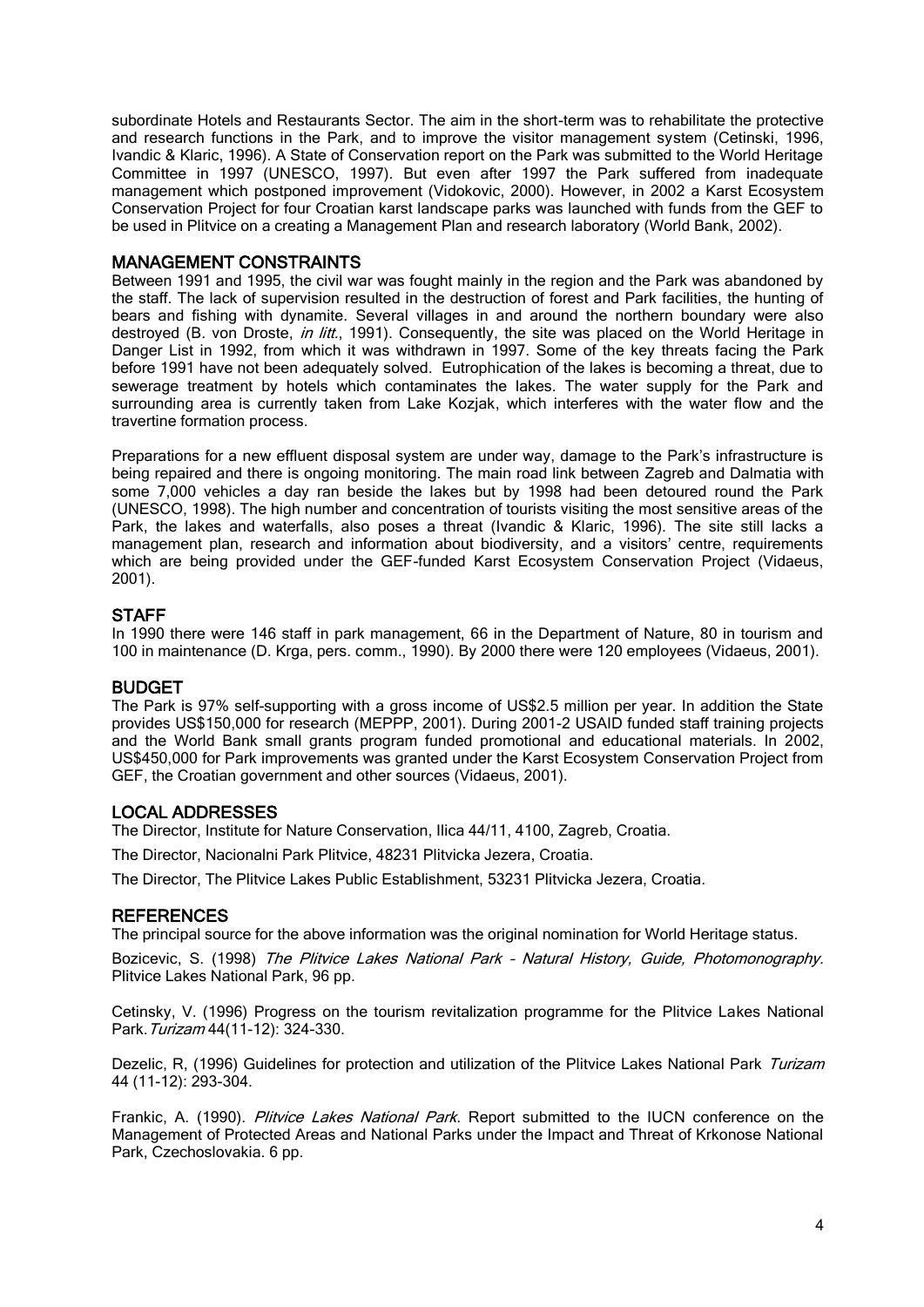subordinate Hotels and Restaurants Sector. The aim in the short-term was to rehabilitate the protective and research functions in the Park, and to improve the visitor management system (Cetinski, 1996, Ivandic & Klaric, 1996). A State of Conservation report on the Park was submitted to the World Heritage Committee in 1997 (UNESCO, 1997). But even after 1997 the Park suffered from inadequate management which postponed improvement (Vidokovic, 2000). However, in 2002 a Karst Ecosystem Conservation Project for four Croatian karst landscape parks was launched with funds from the GEF to be used in Plitvice on a creating a Management Plan and research laboratory (World Bank, 2002).

## MANAGEMENT CONSTRAINTS

Between 1991 and 1995, the civil war was fought mainly in the region and the Park was abandoned by the staff. The lack of supervision resulted in the destruction of forest and Park facilities, the hunting of bears and fishing with dynamite. Several villages in and around the northern boundary were also destroyed (B. von Droste, *in litt.*, 1991). Consequently, the site was placed on the World Heritage in Danger List in 1992, from which it was withdrawn in 1997. Some of the key threats facing the Park before 1991 have not been adequately solved. Eutrophication of the lakes is becoming a threat, due to sewerage treatment by hotels which contaminates the lakes. The water supply for the Park and surrounding area is currently taken from Lake Kozjak, which interferes with the water flow and the travertine formation process.

Preparations for a new effluent disposal system are under way, damage to the Park's infrastructure is being repaired and there is ongoing monitoring. The main road link between Zagreb and Dalmatia with some 7,000 vehicles a day ran beside the lakes but by 1998 had been detoured round the Park (UNESCO, 1998). The high number and concentration of tourists visiting the most sensitive areas of the Park, the lakes and waterfalls, also poses a threat (Ivandic & Klaric, 1996). The site still lacks a management plan, research and information about biodiversity, and a visitors' centre, requirements which are being provided under the GEF-funded Karst Ecosystem Conservation Project (Vidaeus, 2001).

## STAFF

In 1990 there were 146 staff in park management, 66 in the Department of Nature, 80 in tourism and 100 in maintenance (D. Krga, pers. comm., 1990). By 2000 there were 120 employees (Vidaeus, 2001).

## BUDGET

The Park is 97% self-supporting with a gross income of US$2.5 million per year. In addition the State provides US$150,000 for research (MEPPP, 2001). During 2001-2 USAID funded staff training projects and the World Bank small grants program funded promotional and educational materials. In 2002, US$450,000 for Park improvements was granted under the Karst Ecosystem Conservation Project from GEF, the Croatian government and other sources (Vidaeus, 2001).

## LOCAL ADDRESSES

The Director, Institute for Nature Conservation, Ilica 44/11, 4100, Zagreb, Croatia.

The Director, Nacionalni Park Plitvice, 48231 Plitvicka Jezera, Croatia.

The Director, The Plitvice Lakes Public Establishment, 53231 Plitvicka Jezera, Croatia.

## REFERENCES

The principal source for the above information was the original nomination for World Heritage status.

Bozicevic, S. (1998) *The Plitvice Lakes National Park – Natural History, Guide, Photomonography.* Plitvice Lakes National Park, 96 pp.

Cetinsky, V. (1996) Progress on the tourism revitalization programme for the Plitvice Lakes National Park. *Turizam* 44(11-12): 324-330.

Dezelic, R, (1996) Guidelines for protection and utilization of the Plitvice Lakes National Park *Turizam* 44 (11-12): 293-304.

Frankic, A. (1990). *Plitvice Lakes National Park.* Report submitted to the IUCN conference on the Management of Protected Areas and National Parks under the Impact and Threat of Krkonose National Park, Czechoslovakia. 6 pp.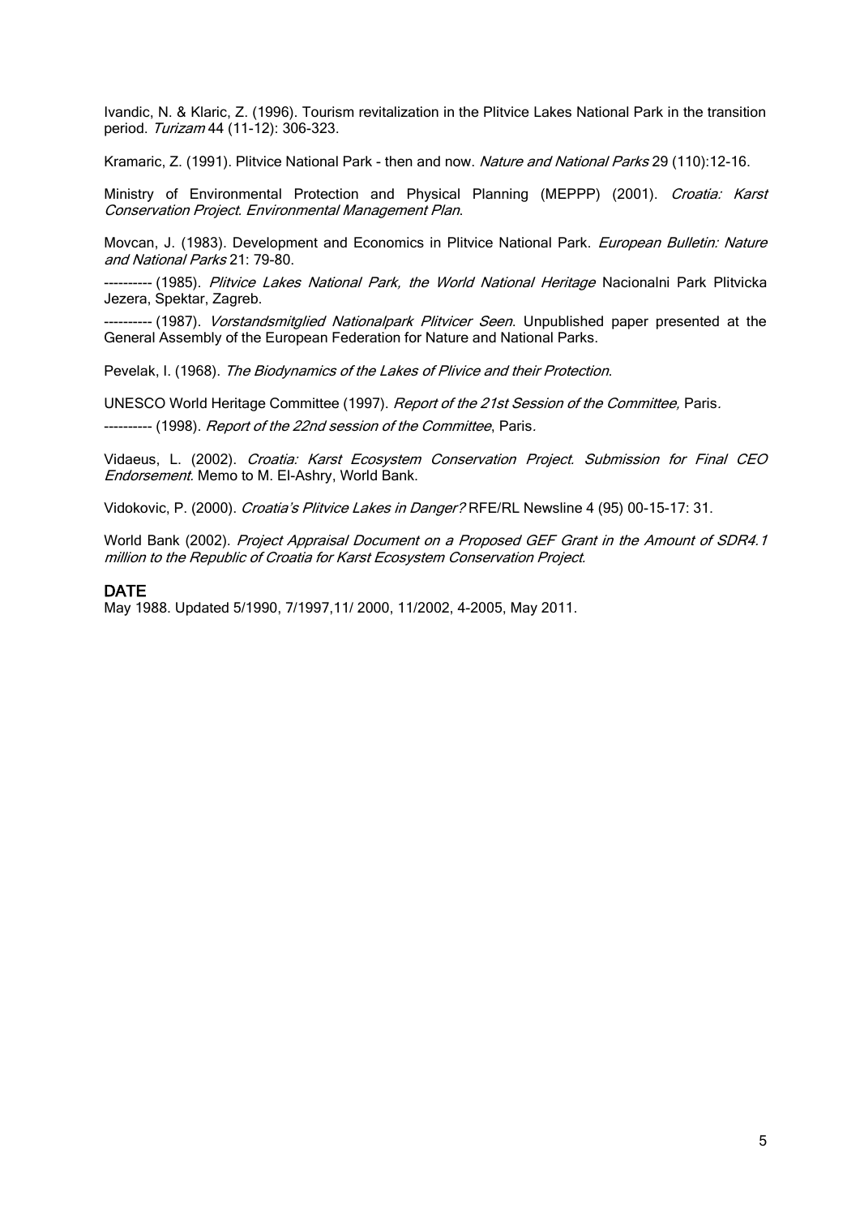Ivandic, N. & Klaric, Z. (1996). Tourism revitalization in the Plitvice Lakes National Park in the transition period. *Turizam* 44 (11-12): 306-323.

Kramaric, Z. (1991). Plitvice National Park - then and now. *Nature and National Parks* 29 (110):12-16.

Ministry of Environmental Protection and Physical Planning (MEPPP) (2001). *Croatia: Karst Conservation Project. Environmental Management Plan*.

Movcan, J. (1983). Development and Economics in Plitvice National Park. *European Bulletin: Nature and National Parks* 21: 79-80.

---------- (1985). *Plitvice Lakes National Park, the World National Heritage* Nacionalni Park Plitvicka Jezera, Spektar, Zagreb.

---------- (1987). *Vorstandsmitglied Nationalpark Plitvicer Seen*. Unpublished paper presented at the General Assembly of the European Federation for Nature and National Parks.

Pevelak, I. (1968). *The Biodynamics of the Lakes of Plivice and their Protection*.

UNESCO World Heritage Committee (1997). *Report of the 21st Session of the Committee,* Paris.

---------- (1998). *Report of the 22nd session of the Committee*, Paris.

Vidaeus, L. (2002). *Croatia: Karst Ecosystem Conservation Project. Submission for Final CEO Endorsement*. Memo to M. El-Ashry, World Bank.

Vidokovic, P. (2000). *Croatia's Plitvice Lakes in Danger?* RFE/RL Newsline 4 (95) 00-15-17: 31.

World Bank (2002). *Project Appraisal Document on a Proposed GEF Grant in the Amount of SDR4.1 million to the Republic of Croatia for Karst Ecosystem Conservation Project*.

## DATE

May 1988. Updated 5/1990, 7/1997,11/ 2000, 11/2002, 4-2005, May 2011.